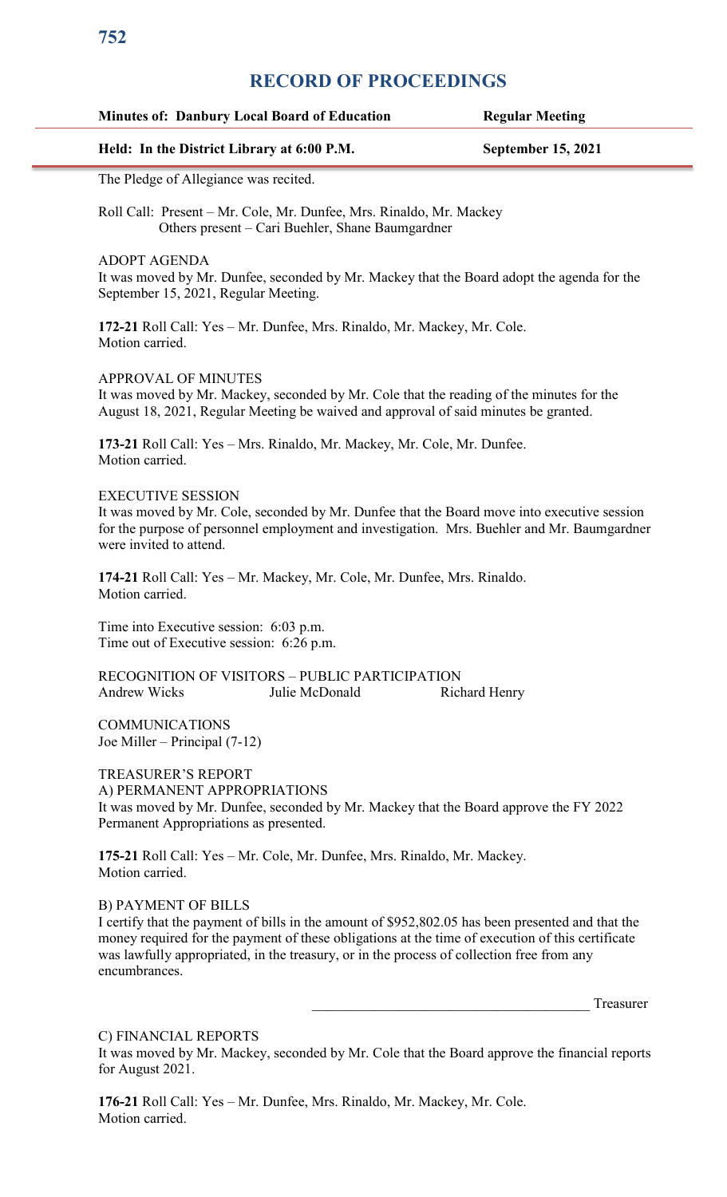# RECORD OF PROCEEDINGS

**Minutes of: Danbury Local Board of Education** **Regular Meeting**

**Held: In the District Library at 6:00 P.M.** **September 15, 2021**

The Pledge of Allegiance was recited.

Roll Call: Present – Mr. Cole, Mr. Dunfee, Mrs. Rinaldo, Mr. Mackey
Others present – Cari Buehler, Shane Baumgardner

ADOPT AGENDA
It was moved by Mr. Dunfee, seconded by Mr. Mackey that the Board adopt the agenda for the September 15, 2021, Regular Meeting.

**172-21** Roll Call: Yes – Mr. Dunfee, Mrs. Rinaldo, Mr. Mackey, Mr. Cole.
Motion carried.

APPROVAL OF MINUTES
It was moved by Mr. Mackey, seconded by Mr. Cole that the reading of the minutes for the August 18, 2021, Regular Meeting be waived and approval of said minutes be granted.

**173-21** Roll Call: Yes – Mrs. Rinaldo, Mr. Mackey, Mr. Cole, Mr. Dunfee.
Motion carried.

EXECUTIVE SESSION
It was moved by Mr. Cole, seconded by Mr. Dunfee that the Board move into executive session for the purpose of personnel employment and investigation. Mrs. Buehler and Mr. Baumgardner were invited to attend.

**174-21** Roll Call: Yes – Mr. Mackey, Mr. Cole, Mr. Dunfee, Mrs. Rinaldo.
Motion carried.

Time into Executive session: 6:03 p.m.
Time out of Executive session: 6:26 p.m.

RECOGNITION OF VISITORS – PUBLIC PARTICIPATION
Andrew Wicks Julie McDonald Richard Henry

COMMUNICATIONS
Joe Miller – Principal (7-12)

TREASURER'S REPORT
A) PERMANENT APPROPRIATIONS
It was moved by Mr. Dunfee, seconded by Mr. Mackey that the Board approve the FY 2022 Permanent Appropriations as presented.

**175-21** Roll Call: Yes – Mr. Cole, Mr. Dunfee, Mrs. Rinaldo, Mr. Mackey.
Motion carried.

B) PAYMENT OF BILLS
I certify that the payment of bills in the amount of $952,802.05 has been presented and that the money required for the payment of these obligations at the time of execution of this certificate was lawfully appropriated, in the treasury, or in the process of collection free from any encumbrances.

_______________________________________ Treasurer

C) FINANCIAL REPORTS
It was moved by Mr. Mackey, seconded by Mr. Cole that the Board approve the financial reports for August 2021.

**176-21** Roll Call: Yes – Mr. Dunfee, Mrs. Rinaldo, Mr. Mackey, Mr. Cole.
Motion carried.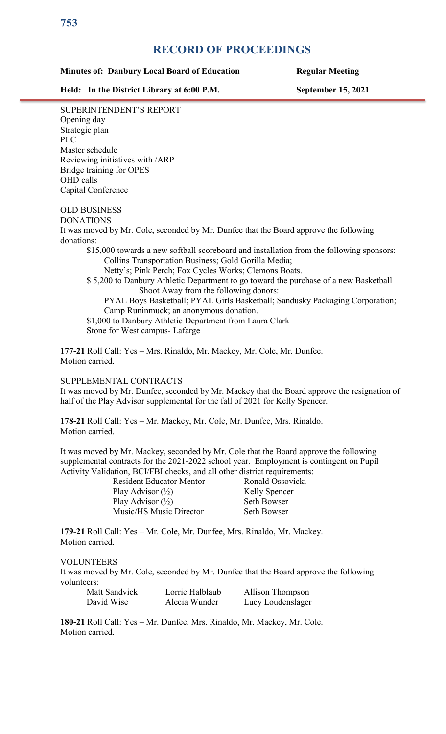SUPERINTENDENT'S REPORT
Opening day
Strategic plan
PLC
Master schedule
Reviewing initiatives with /ARP
Bridge training for OPES
OHD calls
Capital Conference

OLD BUSINESS
DONATIONS
It was moved by Mr. Cole, seconded by Mr. Dunfee that the Board approve the following donations:

$15,000 towards a new softball scoreboard and installation from the following sponsors: Collins Transportation Business; Gold Gorilla Media; Netty's; Pink Perch; Fox Cycles Works; Clemons Boats.
$ 5,200 to Danbury Athletic Department to go toward the purchase of a new Basketball Shoot Away from the following donors: PYAL Boys Basketball; PYAL Girls Basketball; Sandusky Packaging Corporation; Camp Runinmuck; an anonymous donation.
$1,000 to Danbury Athletic Department from Laura Clark
Stone for West campus- Lafarge

**177-21** Roll Call: Yes – Mrs. Rinaldo, Mr. Mackey, Mr. Cole, Mr. Dunfee.
Motion carried.

SUPPLEMENTAL CONTRACTS
It was moved by Mr. Dunfee, seconded by Mr. Mackey that the Board approve the resignation of half of the Play Advisor supplemental for the fall of 2021 for Kelly Spencer.

**178-21** Roll Call: Yes – Mr. Mackey, Mr. Cole, Mr. Dunfee, Mrs. Rinaldo.
Motion carried.

It was moved by Mr. Mackey, seconded by Mr. Cole that the Board approve the following supplemental contracts for the 2021-2022 school year. Employment is contingent on Pupil Activity Validation, BCI/FBI checks, and all other district requirements:

| | |
|---|---|
| Resident Educator Mentor | Ronald Ossovicki |
| Play Advisor (½) | Kelly Spencer |
| Play Advisor (½) | Seth Bowser |
| Music/HS Music Director | Seth Bowser |

**179-21** Roll Call: Yes – Mr. Cole, Mr. Dunfee, Mrs. Rinaldo, Mr. Mackey.
Motion carried.

VOLUNTEERS
It was moved by Mr. Cole, seconded by Mr. Dunfee that the Board approve the following volunteers:

| | | |
|---|---|---|
| Matt Sandvick | Lorrie Halblaub | Allison Thompson |
| David Wise | Alecia Wunder | Lucy Loudenslager |

**180-21** Roll Call: Yes – Mr. Dunfee, Mrs. Rinaldo, Mr. Mackey, Mr. Cole.
Motion carried.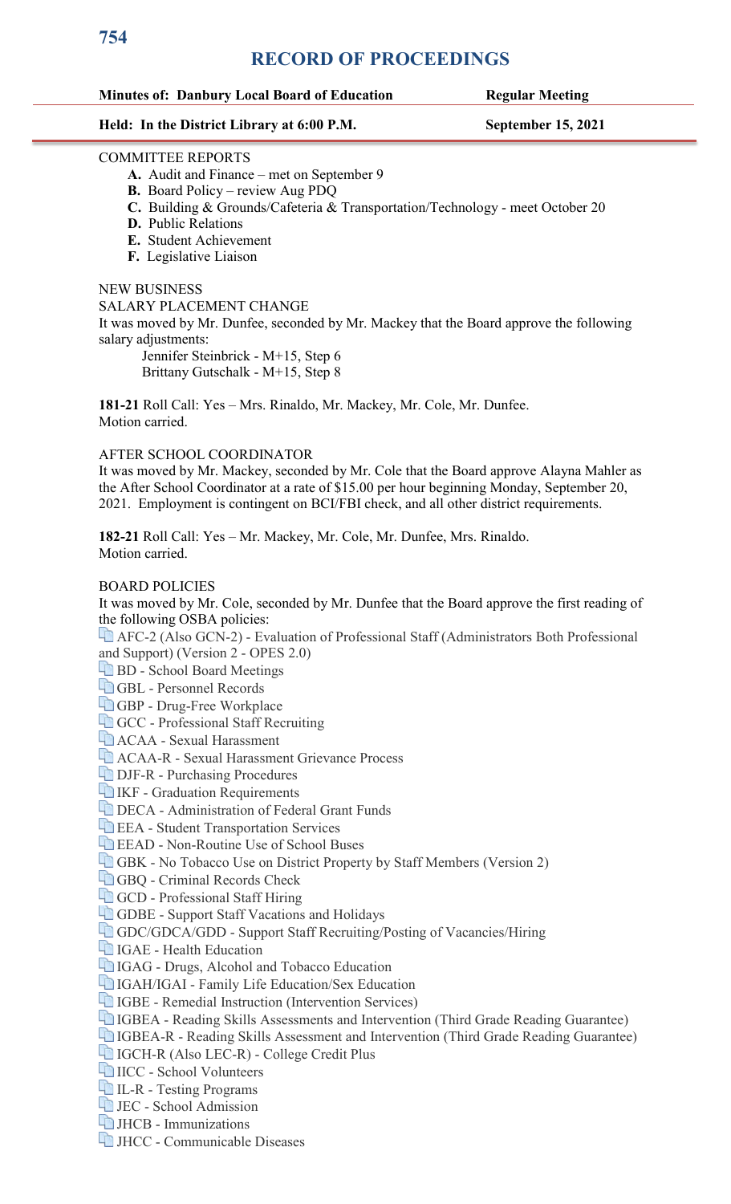**Minutes of: Danbury Local Board of Education** **Regular Meeting**

**Held: In the District Library at 6:00 P.M.** **September 15, 2021**

COMMITTEE REPORTS

- **A.** Audit and Finance – met on September 9
- **B.** Board Policy – review Aug PDQ
- **C.** Building & Grounds/Cafeteria & Transportation/Technology - meet October 20
- **D.** Public Relations
- **E.** Student Achievement
- **F.** Legislative Liaison

NEW BUSINESS

SALARY PLACEMENT CHANGE

It was moved by Mr. Dunfee, seconded by Mr. Mackey that the Board approve the following salary adjustments:

Jennifer Steinbrick - M+15, Step 6
Brittany Gutschalk - M+15, Step 8

**181-21** Roll Call: Yes – Mrs. Rinaldo, Mr. Mackey, Mr. Cole, Mr. Dunfee.
Motion carried.

AFTER SCHOOL COORDINATOR

It was moved by Mr. Mackey, seconded by Mr. Cole that the Board approve Alayna Mahler as the After School Coordinator at a rate of $15.00 per hour beginning Monday, September 20, 2021. Employment is contingent on BCI/FBI check, and all other district requirements.

**182-21** Roll Call: Yes – Mr. Mackey, Mr. Cole, Mr. Dunfee, Mrs. Rinaldo.
Motion carried.

BOARD POLICIES

It was moved by Mr. Cole, seconded by Mr. Dunfee that the Board approve the first reading of the following OSBA policies:

- AFC-2 (Also GCN-2) - Evaluation of Professional Staff (Administrators Both Professional and Support) (Version 2 - OPES 2.0)
- BD - School Board Meetings
- GBL - Personnel Records
- GBP - Drug-Free Workplace
- GCC - Professional Staff Recruiting
- ACAA - Sexual Harassment
- ACAA-R - Sexual Harassment Grievance Process
- DJF-R - Purchasing Procedures
- IKF - Graduation Requirements
- DECA - Administration of Federal Grant Funds
- EEA - Student Transportation Services
- EEAD - Non-Routine Use of School Buses
- GBK - No Tobacco Use on District Property by Staff Members (Version 2)
- GBQ - Criminal Records Check
- GCD - Professional Staff Hiring
- GDBE - Support Staff Vacations and Holidays
- GDC/GDCA/GDD - Support Staff Recruiting/Posting of Vacancies/Hiring
- IGAE - Health Education
- IGAG - Drugs, Alcohol and Tobacco Education
- IGAH/IGAI - Family Life Education/Sex Education
- IGBE - Remedial Instruction (Intervention Services)
- IGBEA - Reading Skills Assessments and Intervention (Third Grade Reading Guarantee)
- IGBEA-R - Reading Skills Assessment and Intervention (Third Grade Reading Guarantee)
- IGCH-R (Also LEC-R) - College Credit Plus
- IICC - School Volunteers
- IL-R - Testing Programs
- JEC - School Admission
- JHCB - Immunizations
- JHCC - Communicable Diseases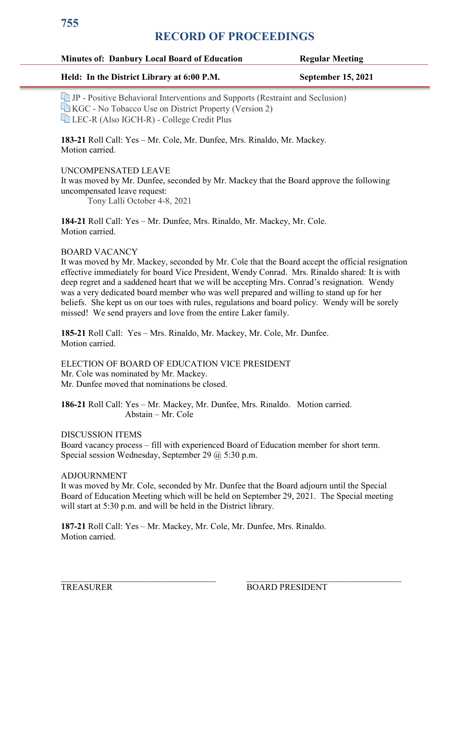JP - Positive Behavioral Interventions and Supports (Restraint and Seclusion)
KGC - No Tobacco Use on District Property (Version 2)
LEC-R (Also IGCH-R) - College Credit Plus

**183-21** Roll Call: Yes – Mr. Cole, Mr. Dunfee, Mrs. Rinaldo, Mr. Mackey.
Motion carried.

UNCOMPENSATED LEAVE
It was moved by Mr. Dunfee, seconded by Mr. Mackey that the Board approve the following uncompensated leave request:
Tony Lalli October 4-8, 2021

**184-21** Roll Call: Yes – Mr. Dunfee, Mrs. Rinaldo, Mr. Mackey, Mr. Cole.
Motion carried.

BOARD VACANCY
It was moved by Mr. Mackey, seconded by Mr. Cole that the Board accept the official resignation effective immediately for board Vice President, Wendy Conrad. Mrs. Rinaldo shared: It is with deep regret and a saddened heart that we will be accepting Mrs. Conrad's resignation. Wendy was a very dedicated board member who was well prepared and willing to stand up for her beliefs. She kept us on our toes with rules, regulations and board policy. Wendy will be sorely missed! We send prayers and love from the entire Laker family.

**185-21** Roll Call: Yes – Mrs. Rinaldo, Mr. Mackey, Mr. Cole, Mr. Dunfee.
Motion carried.

ELECTION OF BOARD OF EDUCATION VICE PRESIDENT
Mr. Cole was nominated by Mr. Mackey.
Mr. Dunfee moved that nominations be closed.

**186-21** Roll Call: Yes – Mr. Mackey, Mr. Dunfee, Mrs. Rinaldo. Motion carried.
Abstain – Mr. Cole

DISCUSSION ITEMS
Board vacancy process – fill with experienced Board of Education member for short term.
Special session Wednesday, September 29 @ 5:30 p.m.

ADJOURNMENT
It was moved by Mr. Cole, seconded by Mr. Dunfee that the Board adjourn until the Special Board of Education Meeting which will be held on September 29, 2021. The Special meeting will start at 5:30 p.m. and will be held in the District library.

**187-21** Roll Call: Yes – Mr. Mackey, Mr. Cole, Mr. Dunfee, Mrs. Rinaldo.
Motion carried.

\_\_\_\_\_\_\_\_\_\_\_\_\_\_\_\_\_\_\_\_\_\_\_\_\_\_\_\_\_\_ \_\_\_\_\_\_\_\_\_\_\_\_\_\_\_\_\_\_\_\_\_\_\_\_\_\_\_\_\_\_
TREASURER BOARD PRESIDENT